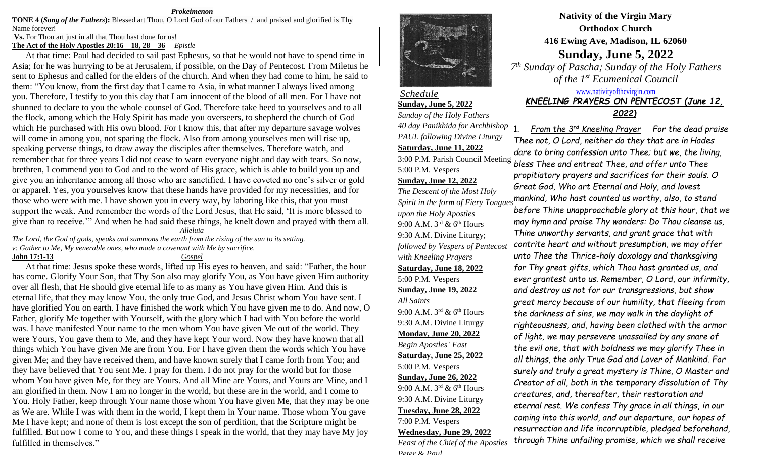### *Prokeimenon*

**TONE 4 (*Song of the Fathers*):** Blessed art Thou, O Lord God of our Fathers / and praised and glorified is Thy Name forever!

**Vs.** For Thou art just in all that Thou hast done for us!

**The Act of the Holy Apostles 20:16 – 18, 28 – 36** *Epistle*

At that time: Paul had decided to sail past Ephesus, so that he would not have to spend time in Asia; for he was hurrying to be at Jerusalem, if possible, on the Day of Pentecost. From Miletus he sent to Ephesus and called for the elders of the church. And when they had come to him, he said to them: "You know, from the first day that I came to Asia, in what manner I always lived among you. Therefore, I testify to you this day that I am innocent of the blood of all men. For I have not shunned to declare to you the whole counsel of God. Therefore take heed to yourselves and to all the flock, among which the Holy Spirit has made you overseers, to shepherd the church of God which He purchased with His own blood. For I know this, that after my departure savage wolves will come in among you, not sparing the flock. Also from among yourselves men will rise up, speaking perverse things, to draw away the disciples after themselves. Therefore watch, and remember that for three years I did not cease to warn everyone night and day with tears. So now, brethren, I commend you to God and to the word of His grace, which is able to build you up and give you an inheritance among all those who are sanctified. I have coveted no one's silver or gold or apparel. Yes, you yourselves know that these hands have provided for my necessities, and for those who were with me. I have shown you in every way, by laboring like this, that you must support the weak. And remember the words of the Lord Jesus, that He said, 'It is more blessed to give than to receive.'" And when he had said these things, he knelt down and prayed with them all.

*Alleluia*

*The Lord, the God of gods, speaks and summons the earth from the rising of the sun to its setting.*
*v: Gather to Me, My venerable ones, who made a covenant with Me by sacrifice.*

**John 17:1-13** *Gospel*

At that time: Jesus spoke these words, lifted up His eyes to heaven, and said: "Father, the hour has come. Glorify Your Son, that Thy Son also may glorify You, as You have given Him authority over all flesh, that He should give eternal life to as many as You have given Him. And this is eternal life, that they may know You, the only true God, and Jesus Christ whom You have sent. I have glorified You on earth. I have finished the work which You have given me to do. And now, O Father, glorify Me together with Yourself, with the glory which I had with You before the world was. I have manifested Your name to the men whom You have given Me out of the world. They were Yours, You gave them to Me, and they have kept Your word. Now they have known that all things which You have given Me are from You. For I have given them the words which You have given Me; and they have received them, and have known surely that I came forth from You; and they have believed that You sent Me. I pray for them. I do not pray for the world but for those whom You have given Me, for they are Yours. And all Mine are Yours, and Yours are Mine, and I am glorified in them. Now I am no longer in the world, but these are in the world, and I come to You. Holy Father, keep through Your name those whom You have given Me, that they may be one as We are. While I was with them in the world, I kept them in Your name. Those whom You gave Me I have kept; and none of them is lost except the son of perdition, that the Scripture might be fulfilled. But now I come to You, and these things I speak in the world, that they may have My joy fulfilled in themselves."

### *Schedule*

**Sunday, June 5, 2022**
*Sunday of the Holy Fathers*
*40 day Panikhida for Archbishop PAUL following Divine Liturgy*

**Saturday, June 11, 2022**
3:00 P.M. Parish Council Meeting
5:00 P.M. Vespers

**Sunday, June 12, 2022**
*The Descent of the Most Holy Spirit in the form of Fiery Tongues upon the Holy Apostles*
9:00 A.M. 3rd & 6th Hours
9:30 A.M. Divine Liturgy;
*followed by Vespers of Pentecost with Kneeling Prayers*

**Saturday, June 18, 2022**
5:00 P.M. Vespers

**Sunday, June 19, 2022**
*All Saints*
9:00 A.M. 3rd & 6th Hours
9:30 A.M. Divine Liturgy

**Monday, June 20, 2022**
*Begin Apostles' Fast*

**Saturday, June 25, 2022**
5:00 P.M. Vespers

**Sunday, June 26, 2022**
9:00 A.M. 3rd & 6th Hours
9:30 A.M. Divine Liturgy

**Tuesday, June 28, 2022**
7:00 P.M. Vespers

**Wednesday, June 29, 2022**
*Feast of the Chief of the Apostles Peter & Paul*

# Nativity of the Virgin Mary Orthodox Church

**416 Ewing Ave, Madison, IL 62060**

## Sunday, June 5, 2022

*7th Sunday of Pascha; Sunday of the Holy Fathers of the 1st Ecumenical Council*

www.nativityofthevirgin.com

### *KNEELING PRAYERS ON PENTECOST (June 12, 2022)*

1. *From the 3rd Kneeling Prayer* For the dead praise Thee not, O Lord, neither do they that are in Hades dare to bring confession unto Thee; but we, the living, bless Thee and entreat Thee, and offer unto Thee propitiatory prayers and sacrifices for their souls. O Great God, Who art Eternal and Holy, and lovest mankind, Who hast counted us worthy, also, to stand before Thine unapproachable glory at this hour, that we may hymn and praise Thy wonders: Do Thou cleanse us, Thine unworthy servants, and grant grace that with contrite heart and without presumption, we may offer unto Thee the Thrice-holy doxology and thanksgiving for Thy great gifts, which Thou hast granted us, and ever grantest unto us. Remember, O Lord, our infirmity, and destroy us not for our transgressions, but show great mercy because of our humility, that fleeing from the darkness of sins, we may walk in the daylight of righteousness, and, having been clothed with the armor of light, we may persevere unassailed by any snare of the evil one, that with boldness we may glorify Thee in all things, the only True God and Lover of Mankind. For surely and truly a great mystery is Thine, O Master and Creator of all, both in the temporary dissolution of Thy creatures, and, thereafter, their restoration and eternal rest. We confess Thy grace in all things, in our coming into this world, and our departure, our hopes of resurrection and life incorruptible, pledged beforehand, through Thine unfailing promise, which we shall receive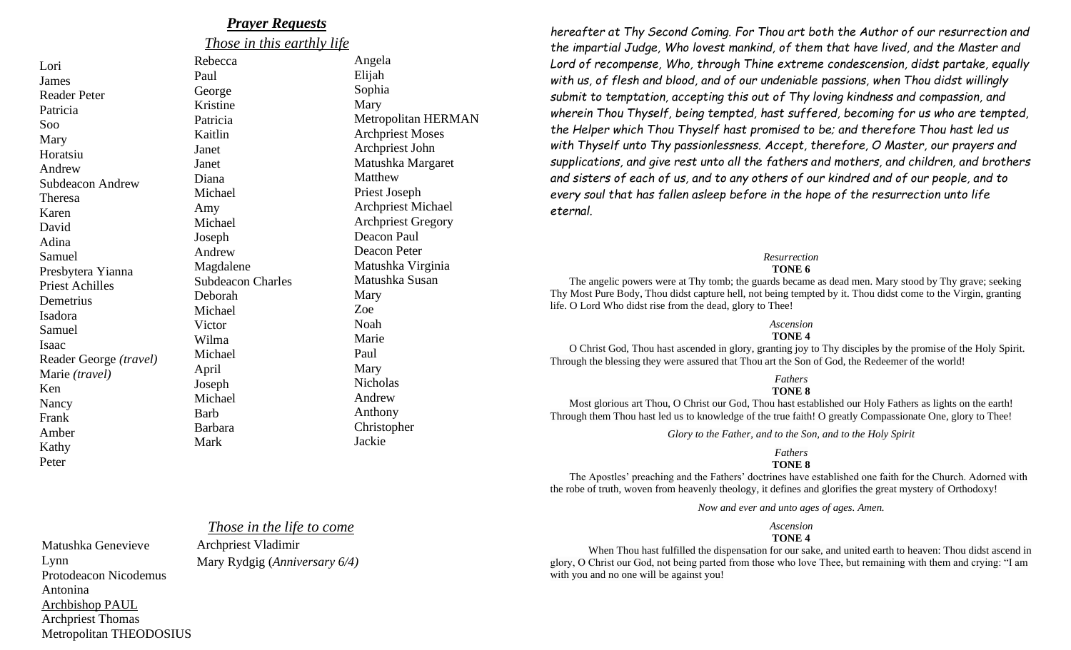## ***Prayer Requests***

### *Those in this earthly life*

Lori
James
Reader Peter
Patricia
Soo
Mary
Horatsiu
Andrew
Subdeacon Andrew
Theresa
Karen
David
Adina
Samuel
Presbytera Yianna
Priest Achilles
Demetrius
Isadora
Samuel
Isaac
Reader George *(travel)*
Marie *(travel)*
Ken
Nancy
Frank
Amber
Kathy
Peter

Rebecca
Paul
George
Kristine
Patricia
Kaitlin
Janet
Janet
Diana
Michael
Amy
Michael
Joseph
Andrew
Magdalene
Subdeacon Charles
Deborah
Michael
Victor
Wilma
Michael
April
Joseph
Michael
Barb
Barbara
Mark

Angela
Elijah
Sophia
Mary
Metropolitan HERMAN
Archpriest Moses
Archpriest John
Matushka Margaret
Matthew
Priest Joseph
Archpriest Michael
Archpriest Gregory
Deacon Paul
Deacon Peter
Matushka Virginia
Matushka Susan
Mary
Zoe
Noah
Marie
Paul
Mary
Nicholas
Andrew
Anthony
Christopher
Jackie

### *Those in the life to come*

Matushka Genevieve
Lynn
Protodeacon Nicodemus
Antonina
Archbishop PAUL
Archpriest Thomas
Metropolitan THEODOSIUS

Archpriest Vladimir
Mary Rydgig (*Anniversary 6/4)*

*hereafter at Thy Second Coming. For Thou art both the Author of our resurrection and the impartial Judge, Who lovest mankind, of them that have lived, and the Master and Lord of recompense, Who, through Thine extreme condescension, didst partake, equally with us, of flesh and blood, and of our undeniable passions, when Thou didst willingly submit to temptation, accepting this out of Thy loving kindness and compassion, and wherein Thou Thyself, being tempted, hast suffered, becoming for us who are tempted, the Helper which Thou Thyself hast promised to be; and therefore Thou hast led us with Thyself unto Thy passionlessness. Accept, therefore, O Master, our prayers and supplications, and give rest unto all the fathers and mothers, and children, and brothers and sisters of each of us, and to any others of our kindred and of our people, and to every soul that has fallen asleep before in the hope of the resurrection unto life eternal.*

*Resurrection*
**TONE 6**

The angelic powers were at Thy tomb; the guards became as dead men. Mary stood by Thy grave; seeking Thy Most Pure Body, Thou didst capture hell, not being tempted by it. Thou didst come to the Virgin, granting life. O Lord Who didst rise from the dead, glory to Thee!

*Ascension*
**TONE 4**

O Christ God, Thou hast ascended in glory, granting joy to Thy disciples by the promise of the Holy Spirit. Through the blessing they were assured that Thou art the Son of God, the Redeemer of the world!

*Fathers*
**TONE 8**

Most glorious art Thou, O Christ our God, Thou hast established our Holy Fathers as lights on the earth! Through them Thou hast led us to knowledge of the true faith! O greatly Compassionate One, glory to Thee!

*Glory to the Father, and to the Son, and to the Holy Spirit*

*Fathers*
**TONE 8**

The Apostles' preaching and the Fathers' doctrines have established one faith for the Church. Adorned with the robe of truth, woven from heavenly theology, it defines and glorifies the great mystery of Orthodoxy!

*Now and ever and unto ages of ages. Amen.*

*Ascension*
**TONE 4**

When Thou hast fulfilled the dispensation for our sake, and united earth to heaven: Thou didst ascend in glory, O Christ our God, not being parted from those who love Thee, but remaining with them and crying: "I am with you and no one will be against you!